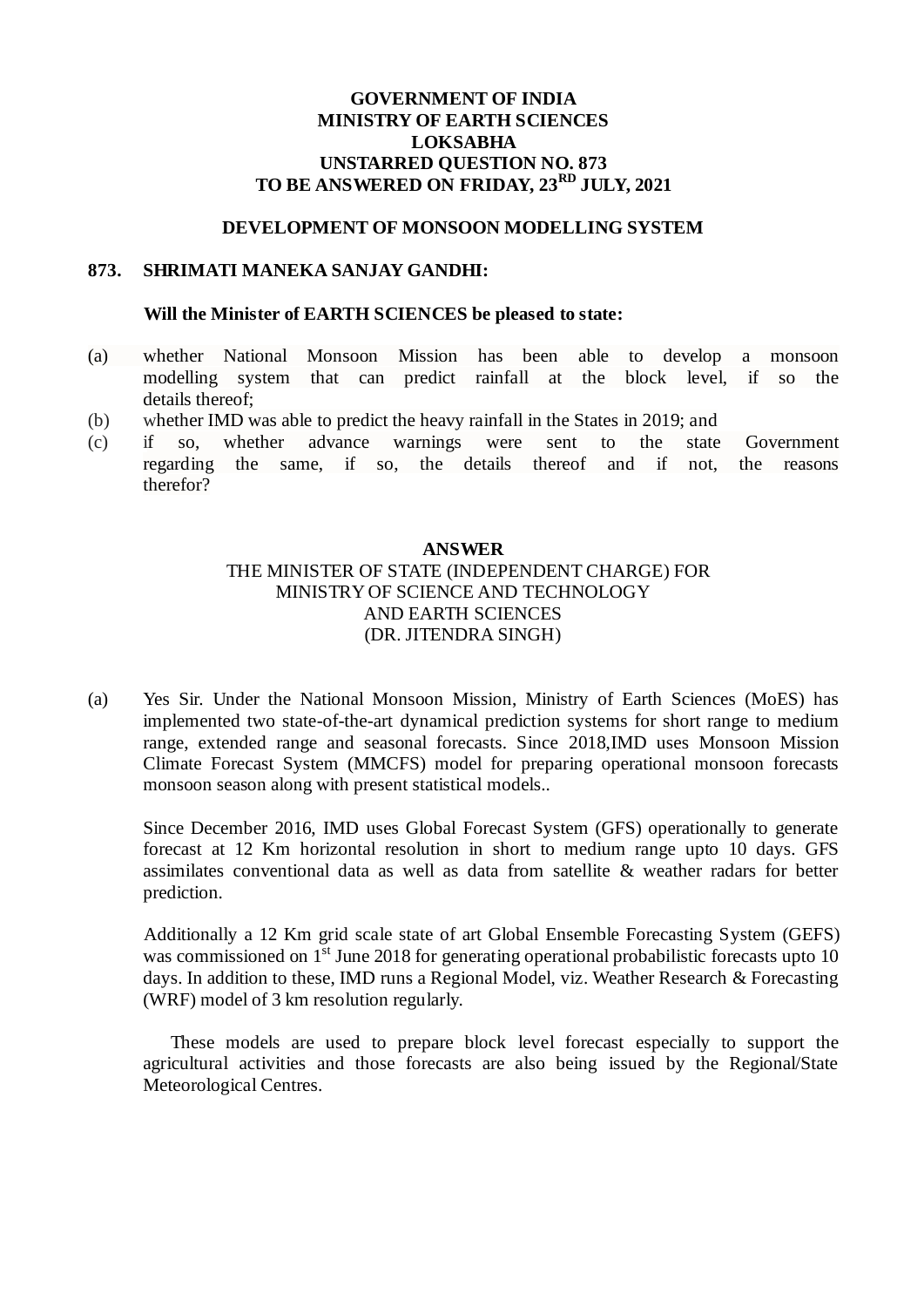**GOVERNMENT OF INDIA**
**MINISTRY OF EARTH SCIENCES**
**LOKSABHA**
**UNSTARRED QUESTION NO. 873**
**TO BE ANSWERED ON FRIDAY, 23RD JULY, 2021**

**DEVELOPMENT OF MONSOON MODELLING SYSTEM**

**873. SHRIMATI MANEKA SANJAY GANDHI:**

**Will the Minister of EARTH SCIENCES be pleased to state:**

(a) whether National Monsoon Mission has been able to develop a monsoon modelling system that can predict rainfall at the block level, if so the details thereof;

(b) whether IMD was able to predict the heavy rainfall in the States in 2019; and

(c) if so, whether advance warnings were sent to the state Government regarding the same, if so, the details thereof and if not, the reasons therefor?

**ANSWER**

THE MINISTER OF STATE (INDEPENDENT CHARGE) FOR
MINISTRY OF SCIENCE AND TECHNOLOGY
AND EARTH SCIENCES
(DR. JITENDRA SINGH)

(a) Yes Sir. Under the National Monsoon Mission, Ministry of Earth Sciences (MoES) has implemented two state-of-the-art dynamical prediction systems for short range to medium range, extended range and seasonal forecasts. Since 2018,IMD uses Monsoon Mission Climate Forecast System (MMCFS) model for preparing operational monsoon forecasts monsoon season along with present statistical models..

Since December 2016, IMD uses Global Forecast System (GFS) operationally to generate forecast at 12 Km horizontal resolution in short to medium range upto 10 days. GFS assimilates conventional data as well as data from satellite & weather radars for better prediction.

Additionally a 12 Km grid scale state of art Global Ensemble Forecasting System (GEFS) was commissioned on 1st June 2018 for generating operational probabilistic forecasts upto 10 days. In addition to these, IMD runs a Regional Model, viz. Weather Research & Forecasting (WRF) model of 3 km resolution regularly.

These models are used to prepare block level forecast especially to support the agricultural activities and those forecasts are also being issued by the Regional/State Meteorological Centres.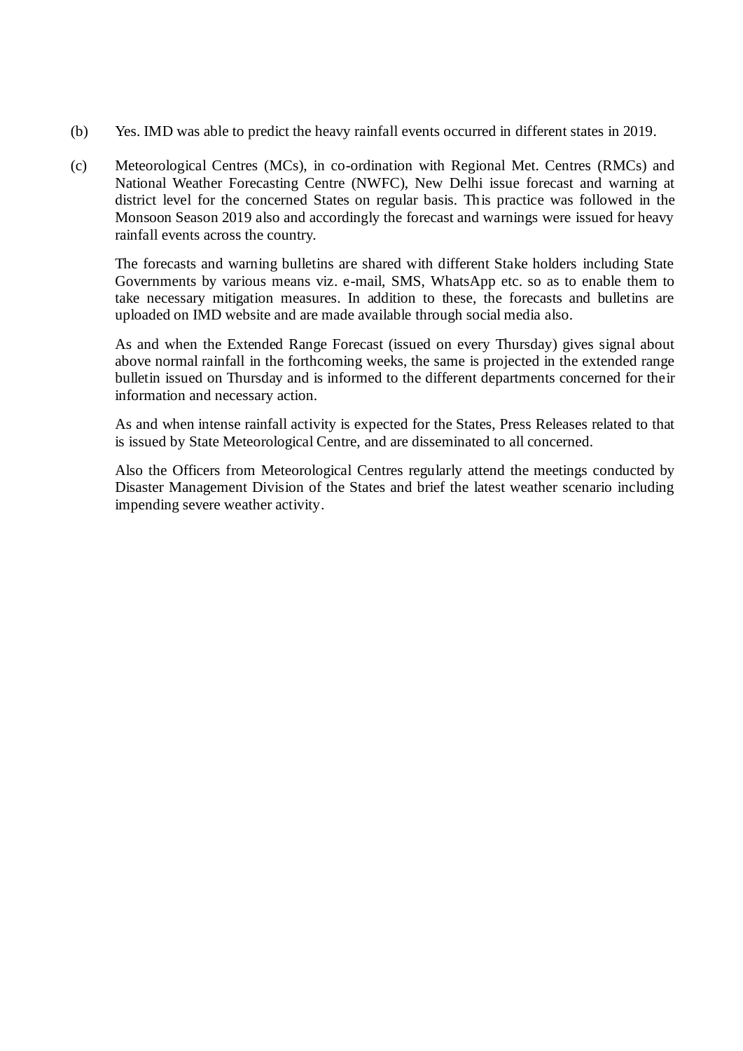(b) Yes. IMD was able to predict the heavy rainfall events occurred in different states in 2019.

(c) Meteorological Centres (MCs), in co-ordination with Regional Met. Centres (RMCs) and National Weather Forecasting Centre (NWFC), New Delhi issue forecast and warning at district level for the concerned States on regular basis. This practice was followed in the Monsoon Season 2019 also and accordingly the forecast and warnings were issued for heavy rainfall events across the country.

The forecasts and warning bulletins are shared with different Stake holders including State Governments by various means viz. e-mail, SMS, WhatsApp etc. so as to enable them to take necessary mitigation measures. In addition to these, the forecasts and bulletins are uploaded on IMD website and are made available through social media also.

As and when the Extended Range Forecast (issued on every Thursday) gives signal about above normal rainfall in the forthcoming weeks, the same is projected in the extended range bulletin issued on Thursday and is informed to the different departments concerned for their information and necessary action.

As and when intense rainfall activity is expected for the States, Press Releases related to that is issued by State Meteorological Centre, and are disseminated to all concerned.

Also the Officers from Meteorological Centres regularly attend the meetings conducted by Disaster Management Division of the States and brief the latest weather scenario including impending severe weather activity.